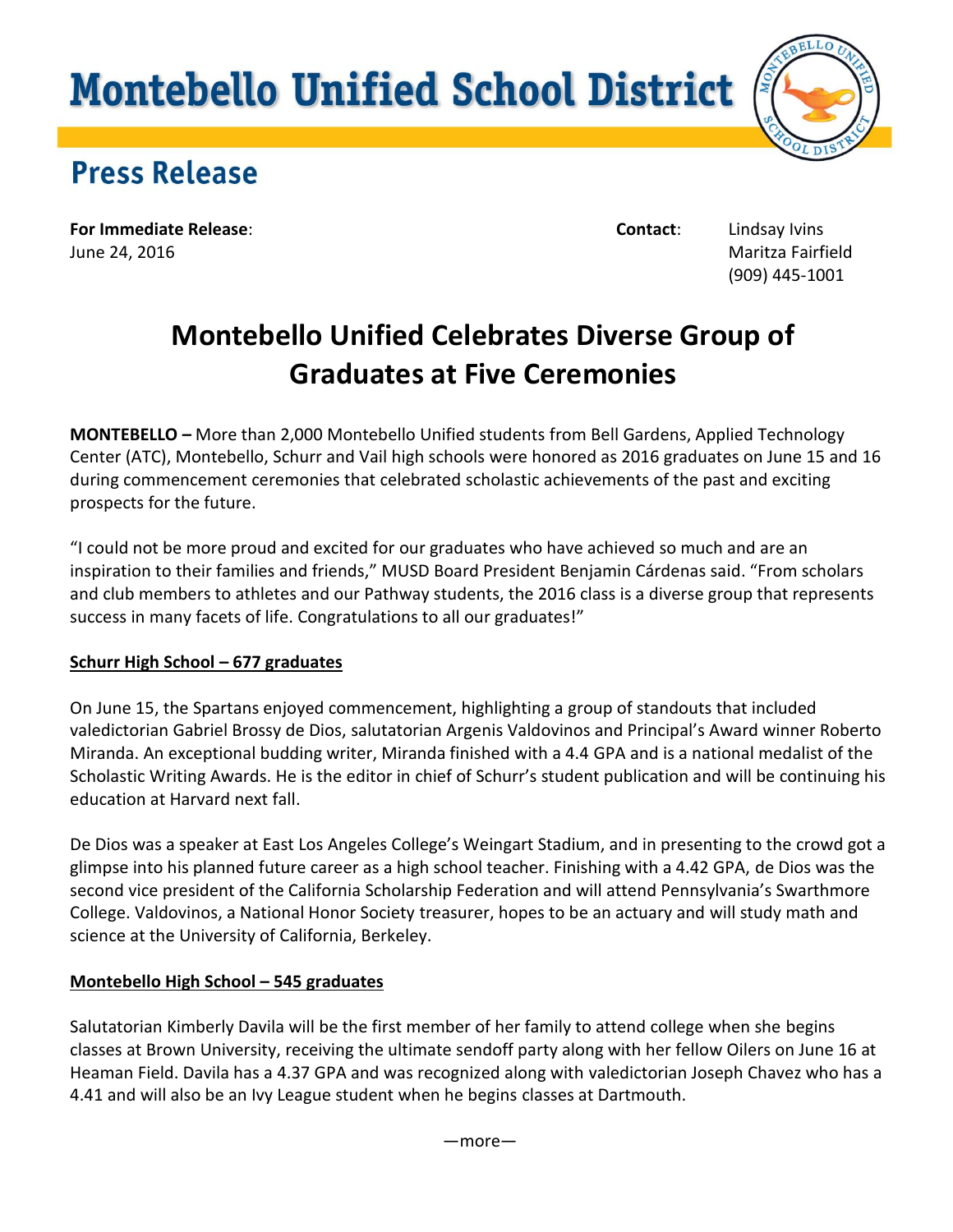# Montebello Unified School District

## Press Release

**For Immediate Release**:
June 24, 2016

**Contact**: Lindsay Ivins
Maritza Fairfield
(909) 445-1001

# Montebello Unified Celebrates Diverse Group of Graduates at Five Ceremonies

**MONTEBELLO –** More than 2,000 Montebello Unified students from Bell Gardens, Applied Technology Center (ATC), Montebello, Schurr and Vail high schools were honored as 2016 graduates on June 15 and 16 during commencement ceremonies that celebrated scholastic achievements of the past and exciting prospects for the future.

"I could not be more proud and excited for our graduates who have achieved so much and are an inspiration to their families and friends," MUSD Board President Benjamin Cárdenas said. "From scholars and club members to athletes and our Pathway students, the 2016 class is a diverse group that represents success in many facets of life. Congratulations to all our graduates!"

### Schurr High School – 677 graduates

On June 15, the Spartans enjoyed commencement, highlighting a group of standouts that included valedictorian Gabriel Brossy de Dios, salutatorian Argenis Valdovinos and Principal's Award winner Roberto Miranda. An exceptional budding writer, Miranda finished with a 4.4 GPA and is a national medalist of the Scholastic Writing Awards. He is the editor in chief of Schurr's student publication and will be continuing his education at Harvard next fall.

De Dios was a speaker at East Los Angeles College's Weingart Stadium, and in presenting to the crowd got a glimpse into his planned future career as a high school teacher. Finishing with a 4.42 GPA, de Dios was the second vice president of the California Scholarship Federation and will attend Pennsylvania's Swarthmore College. Valdovinos, a National Honor Society treasurer, hopes to be an actuary and will study math and science at the University of California, Berkeley.

### Montebello High School – 545 graduates

Salutatorian Kimberly Davila will be the first member of her family to attend college when she begins classes at Brown University, receiving the ultimate sendoff party along with her fellow Oilers on June 16 at Heaman Field. Davila has a 4.37 GPA and was recognized along with valedictorian Joseph Chavez who has a 4.41 and will also be an Ivy League student when he begins classes at Dartmouth.

—more—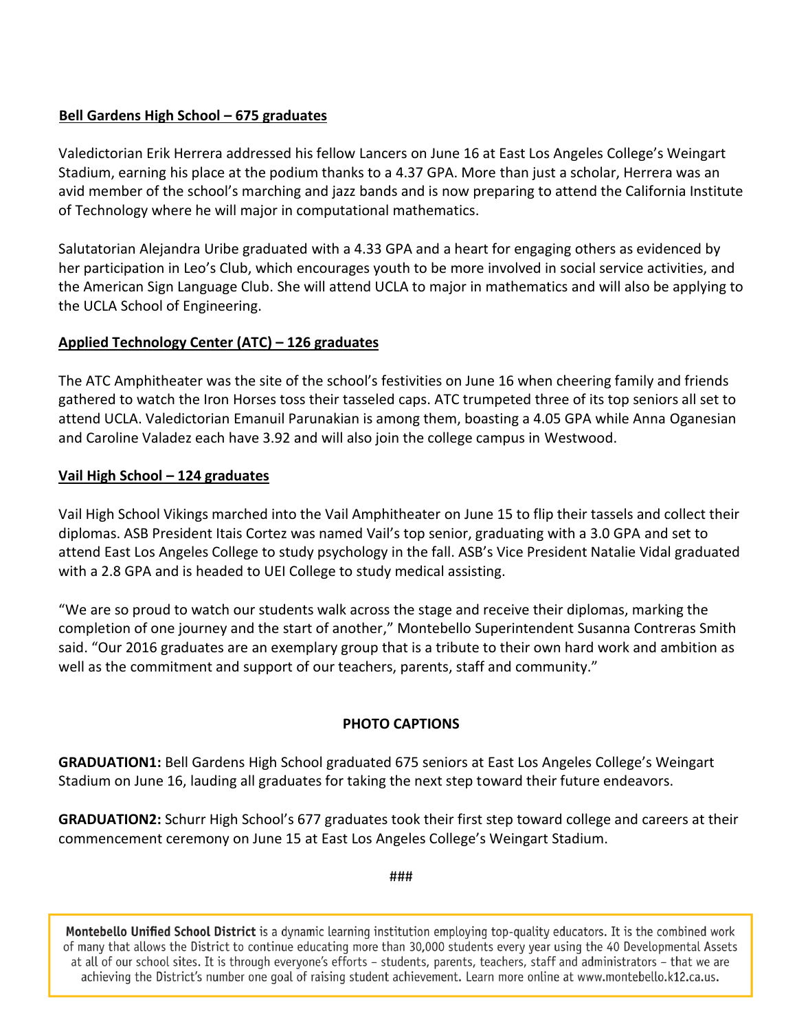**Bell Gardens High School – 675 graduates**

Valedictorian Erik Herrera addressed his fellow Lancers on June 16 at East Los Angeles College's Weingart Stadium, earning his place at the podium thanks to a 4.37 GPA. More than just a scholar, Herrera was an avid member of the school's marching and jazz bands and is now preparing to attend the California Institute of Technology where he will major in computational mathematics.

Salutatorian Alejandra Uribe graduated with a 4.33 GPA and a heart for engaging others as evidenced by her participation in Leo's Club, which encourages youth to be more involved in social service activities, and the American Sign Language Club. She will attend UCLA to major in mathematics and will also be applying to the UCLA School of Engineering.

**Applied Technology Center (ATC) – 126 graduates**

The ATC Amphitheater was the site of the school's festivities on June 16 when cheering family and friends gathered to watch the Iron Horses toss their tasseled caps. ATC trumpeted three of its top seniors all set to attend UCLA. Valedictorian Emanuil Parunakian is among them, boasting a 4.05 GPA while Anna Oganesian and Caroline Valadez each have 3.92 and will also join the college campus in Westwood.

**Vail High School – 124 graduates**

Vail High School Vikings marched into the Vail Amphitheater on June 15 to flip their tassels and collect their diplomas. ASB President Itais Cortez was named Vail's top senior, graduating with a 3.0 GPA and set to attend East Los Angeles College to study psychology in the fall. ASB's Vice President Natalie Vidal graduated with a 2.8 GPA and is headed to UEI College to study medical assisting.

"We are so proud to watch our students walk across the stage and receive their diplomas, marking the completion of one journey and the start of another," Montebello Superintendent Susanna Contreras Smith said. "Our 2016 graduates are an exemplary group that is a tribute to their own hard work and ambition as well as the commitment and support of our teachers, parents, staff and community."

**PHOTO CAPTIONS**

**GRADUATION1:** Bell Gardens High School graduated 675 seniors at East Los Angeles College's Weingart Stadium on June 16, lauding all graduates for taking the next step toward their future endeavors.

**GRADUATION2:** Schurr High School's 677 graduates took their first step toward college and careers at their commencement ceremony on June 15 at East Los Angeles College's Weingart Stadium.

###

**Montebello Unified School District** is a dynamic learning institution employing top-quality educators. It is the combined work of many that allows the District to continue educating more than 30,000 students every year using the 40 Developmental Assets at all of our school sites. It is through everyone's efforts – students, parents, teachers, staff and administrators – that we are achieving the District's number one goal of raising student achievement. Learn more online at www.montebello.k12.ca.us.